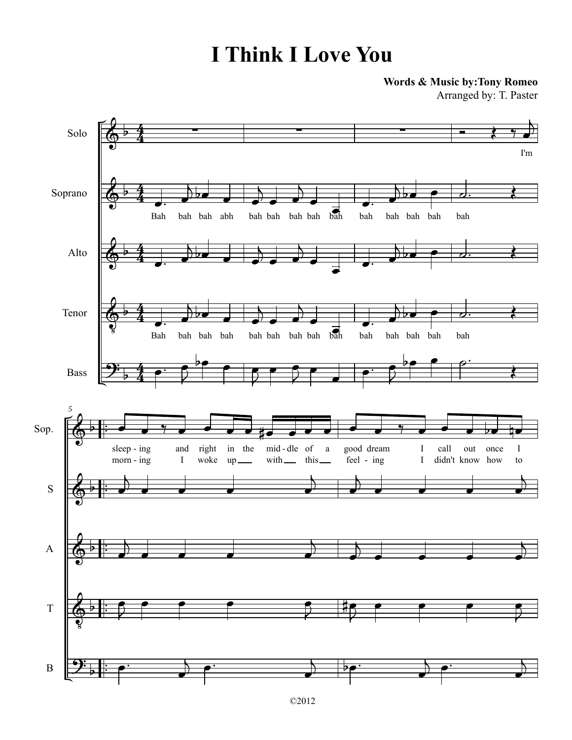# I Think I Love You

**Words & Music by:Tony Romeo**

Arranged by: T. Paster

Solo

I'm

Soprano

Bah bah bah abh bah bah bah bah bah bah bah bah bah bah

Alto

Tenor

Bah bah bah bah bah bah bah bah bah bah bah bah bah bah

Bass

Sop.

sleep - ing and right in the mid - dle of a good dream I call out once I

morn - ing I woke up with this feel - ing I didn't know how to

S

A

T

B

©2012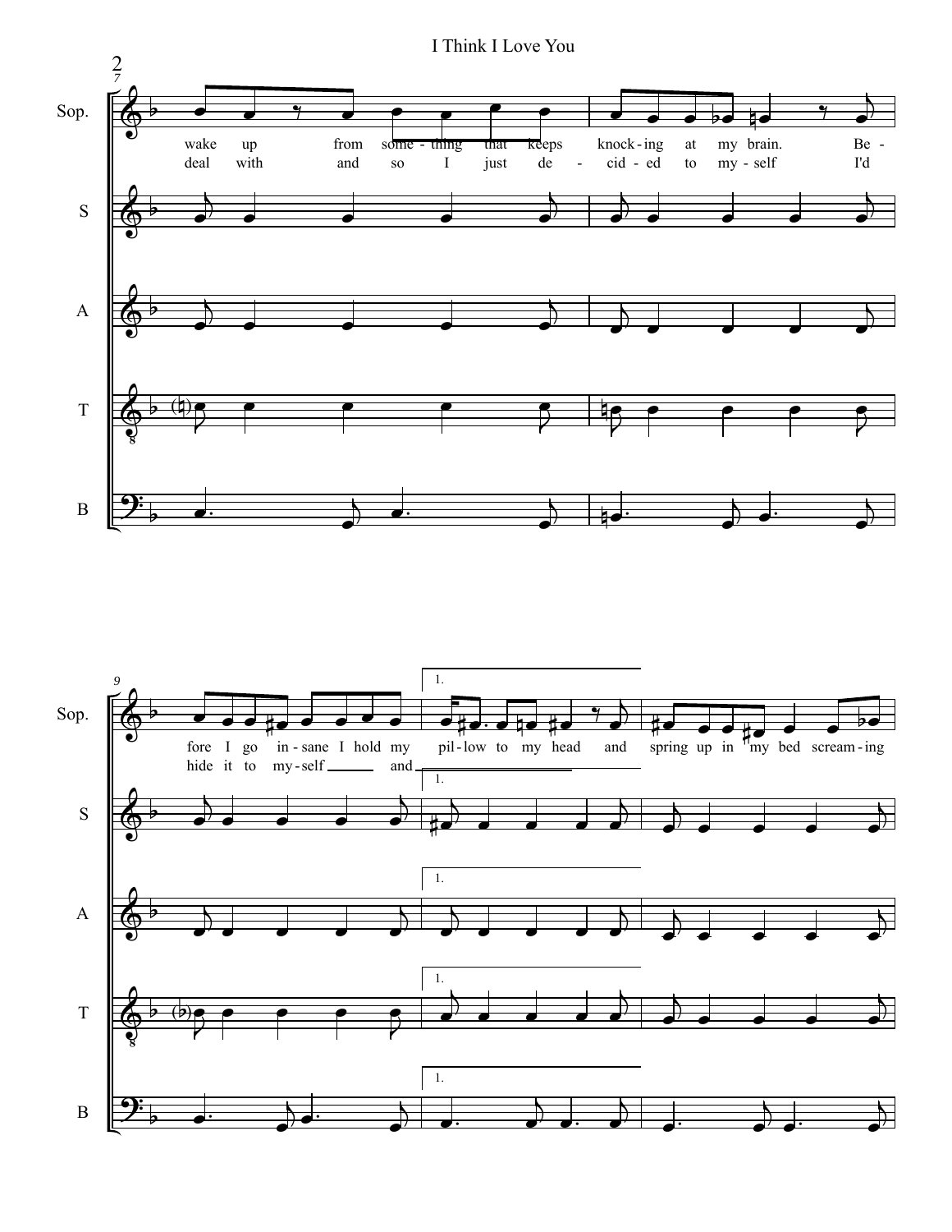Sop.

wake up from some - thing that keeps knock - ing at my brain. Be - fore I go in - sane I hold my pil - low to my head and spring up in my bed scream - ing

deal with and so I just de - cid - ed to my - self I'd hide it to my - self and

S

A

T

B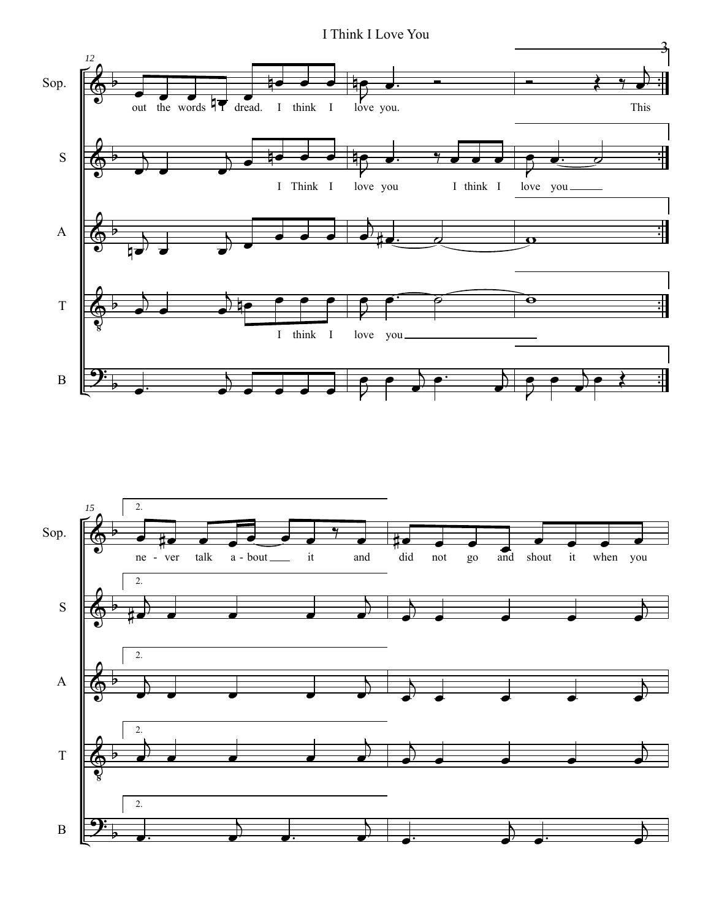**Sop.** (m. 12–14): out the words I dread. I think I love you. This

**S**: I Think I love you I think I love you

**A**

**T**: I think I love you

**B**

**Sop.** (m. 15–16, 2nd ending): ne - ver talk a - bout it and did not go and shout it when you

**S**

**A**

**T**

**B**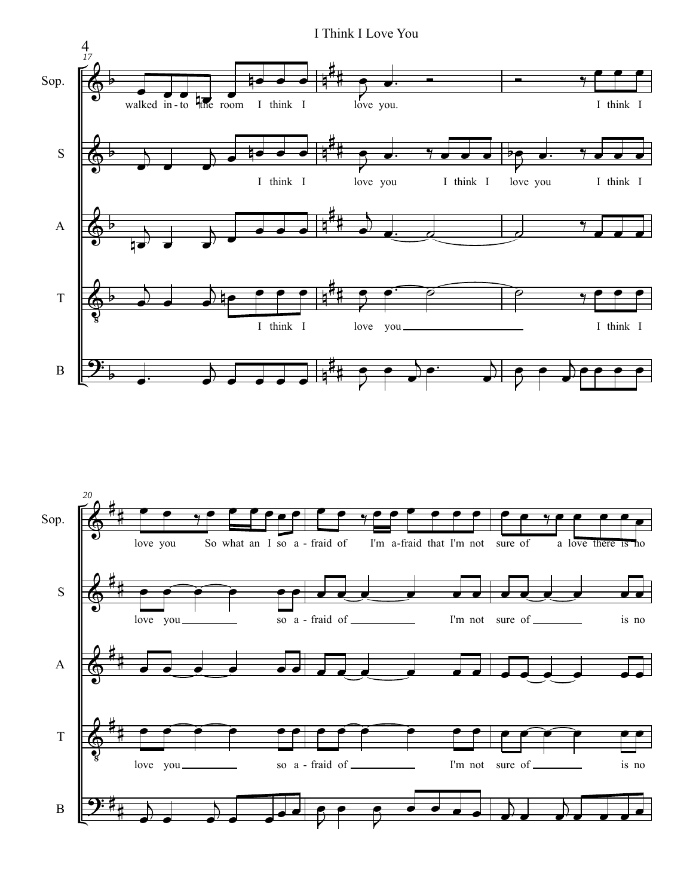I Think I Love You

Sop.: walked in-to the room I think I love you. I think I

S: I think I love you I think I love you I think I

T: I think I love you I think I

Sop.: love you So what an I so a-fraid of I'm a-fraid that I'm not sure of a love there is no

S: love you so a-fraid of I'm not sure of is no

T: love you so a-fraid of I'm not sure of is no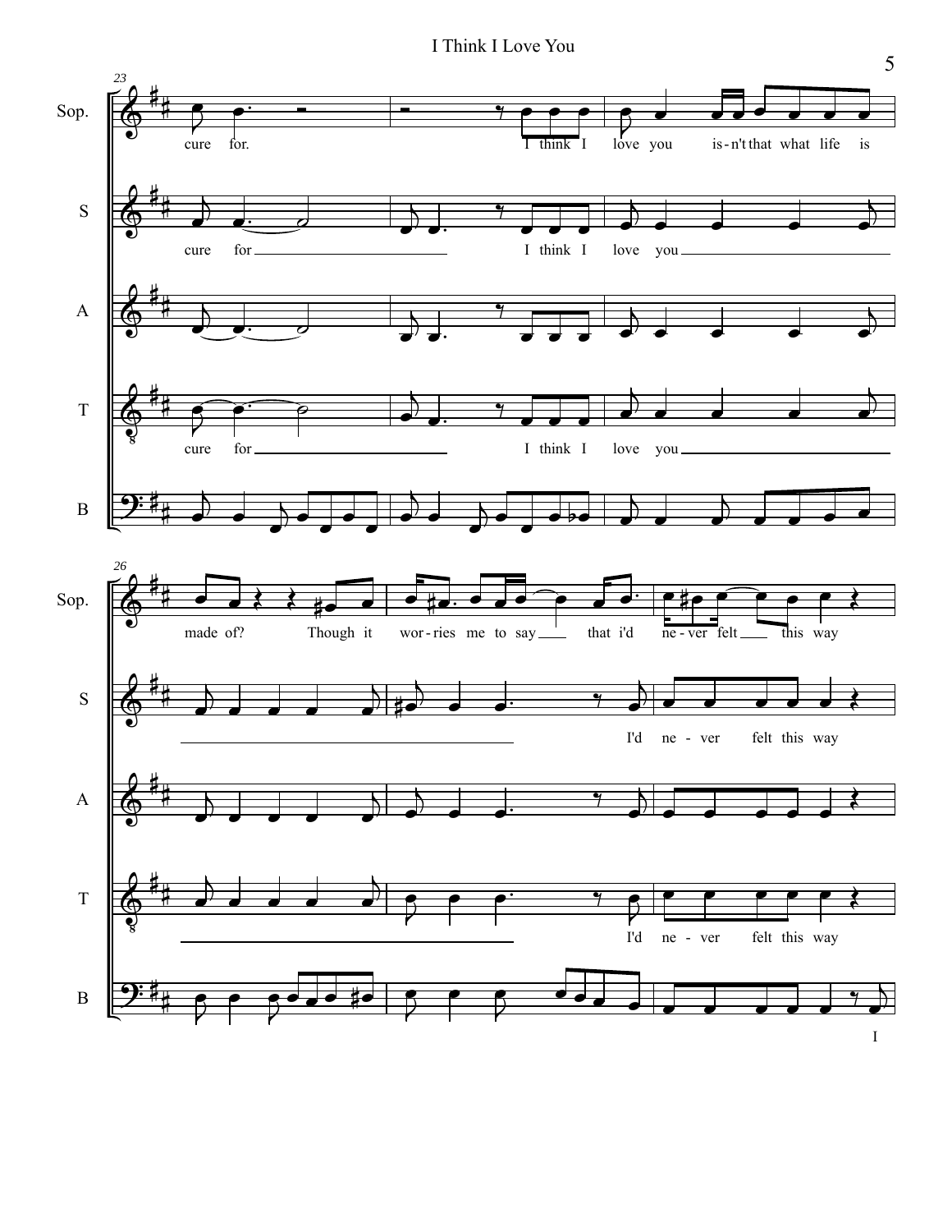**Sop.**
cure for. I think I love you is-n't that what life is made of? Though it wor-ries me to say that i'd ne-ver felt this way

**S**
cure for I think I love you I'd ne - ver felt this way

**A**

**T**
cure for I think I love you I'd ne - ver felt this way

**B**
I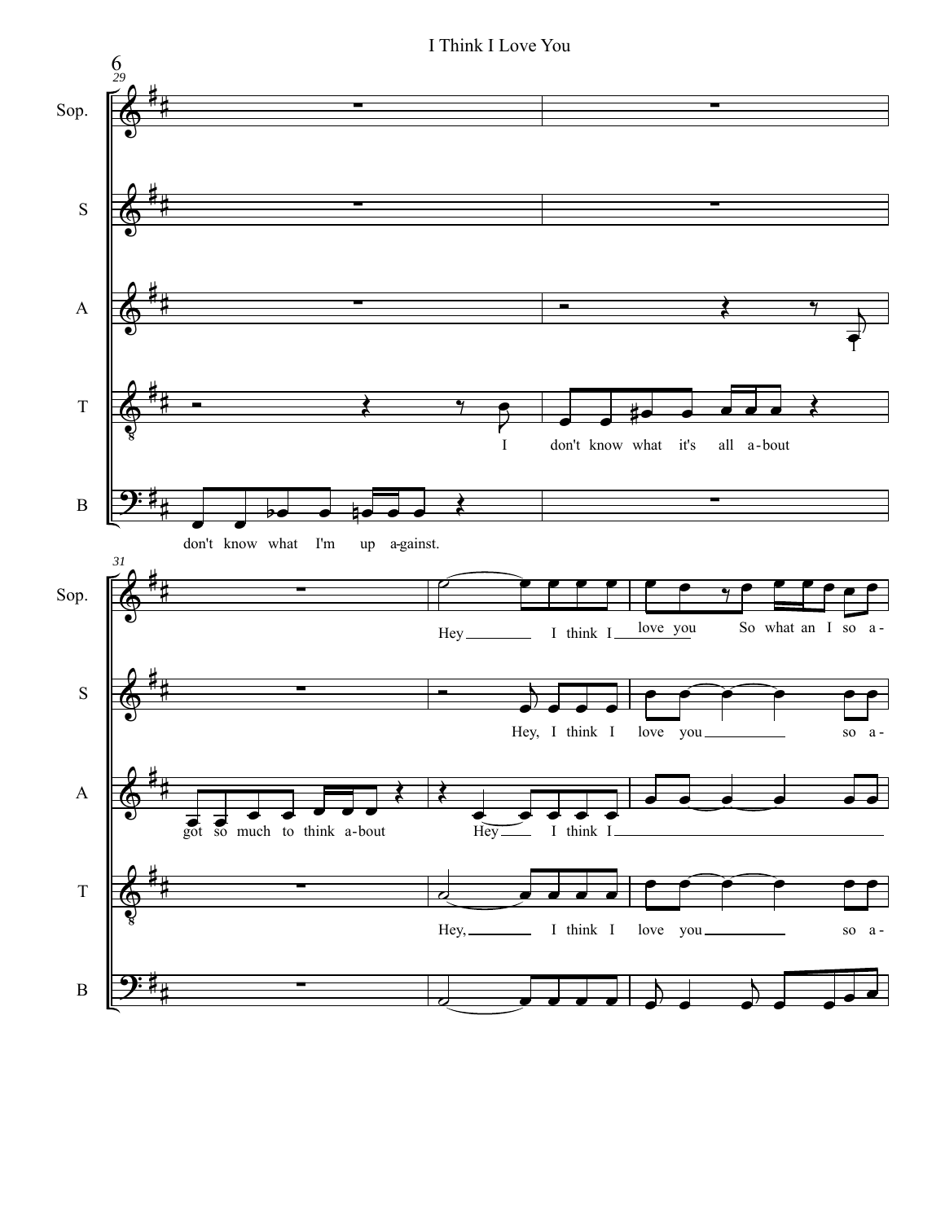I Think I Love You

Sop.

S

A

T

B

I

I don't know what it's all a-bout

don't know what I'm up a-gainst.

Hey I think I love you So what an I so a-

Hey, I think I love you so a-

got so much to think a-bout Hey I think I

Hey, I think I love you so a-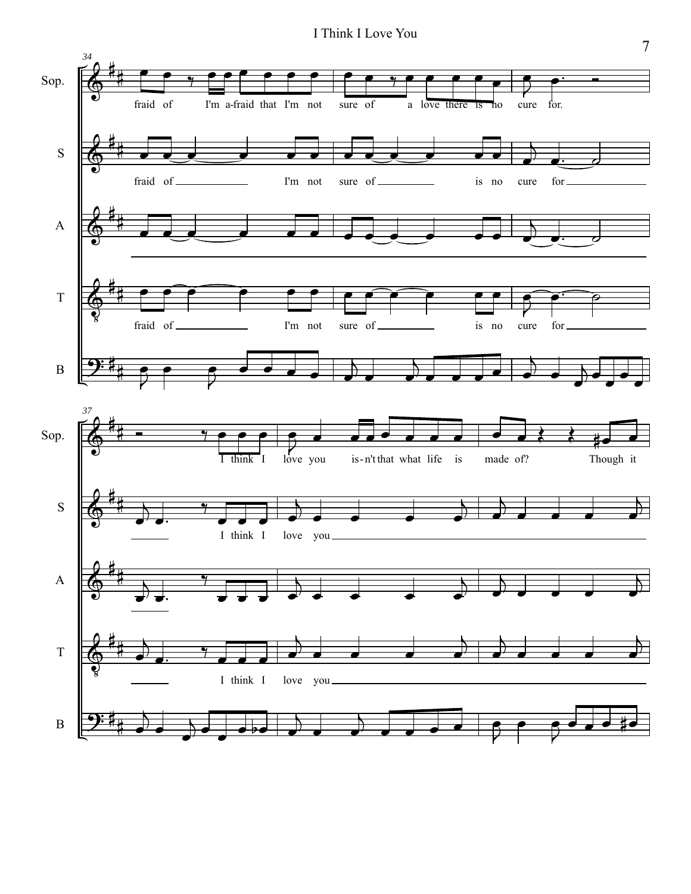**34**

Sop.: fraid of I'm a-fraid that I'm not sure of a love there is no cure for.

S: fraid of I'm not sure of is no cure for

A:

T: fraid of I'm not sure of is no cure for

B:

**37**

Sop.: I think I love you is-n't that what life is made of? Though it

S: I think I love you

A:

T: I think I love you

B: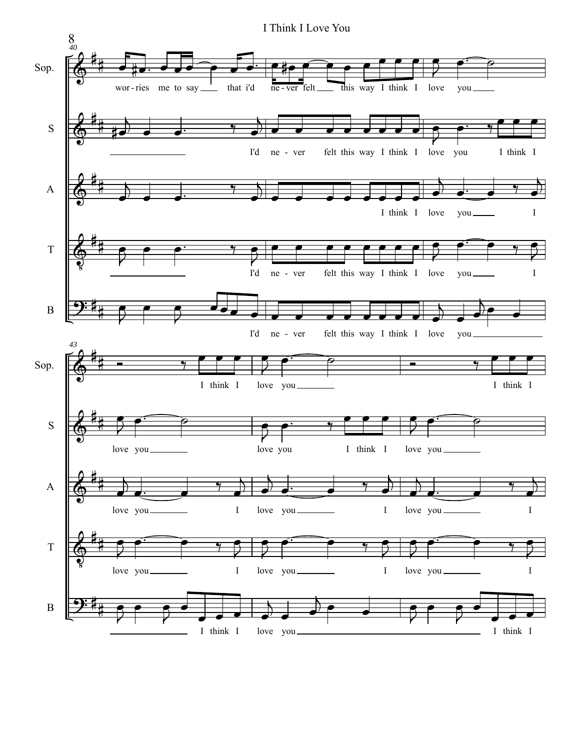# I Think I Love You

Sop.: wor - ries me to say that i'd ne - ver felt this way I think I love you

S: I'd ne - ver felt this way I think I love you I think I

A: I think I love you I

T: I'd ne - ver felt this way I think I love you I

B: I'd ne - ver felt this way I think I love you

Sop.: I think I love you I think I

S: love you love you I think I love you

A: love you I love you I love you I

T: love you I love you I love you I

B: I think I love you I think I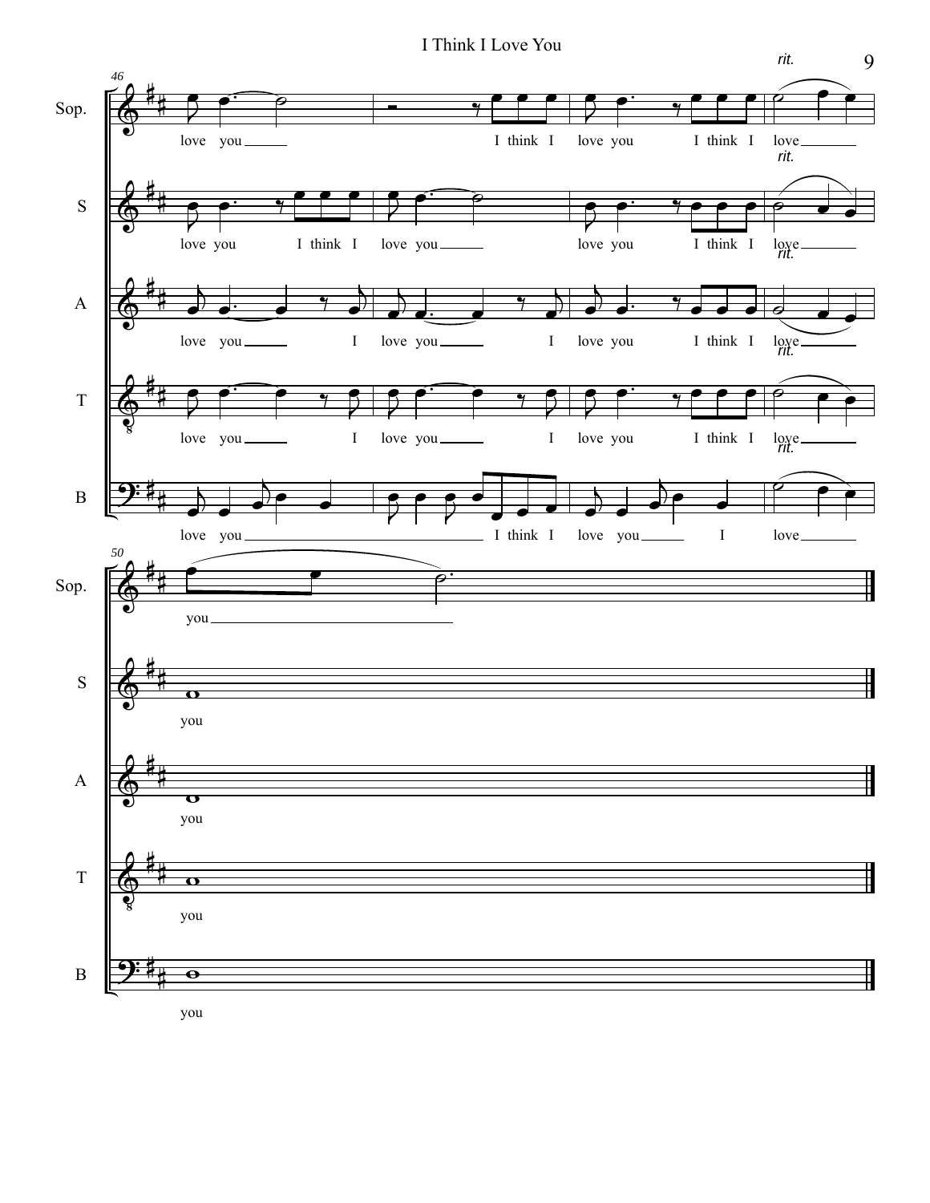I Think I Love You